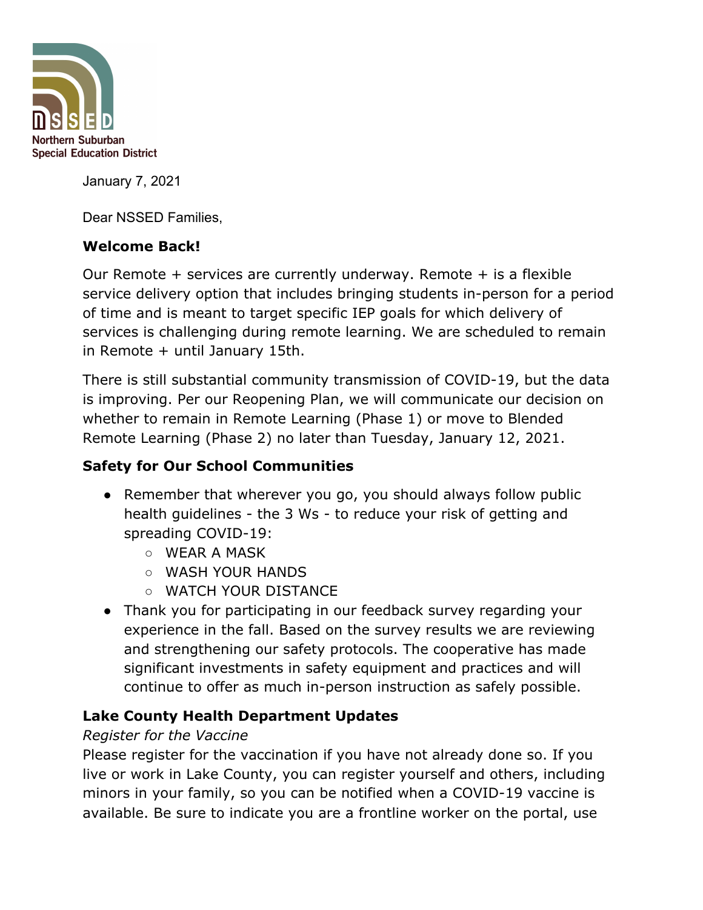Northern Suburban Special Education District

January 7, 2021

Dear NSSED Families,

**Welcome Back!**

Our Remote + services are currently underway. Remote + is a flexible service delivery option that includes bringing students in-person for a period of time and is meant to target specific IEP goals for which delivery of services is challenging during remote learning. We are scheduled to remain in Remote + until January 15th.

There is still substantial community transmission of COVID-19, but the data is improving. Per our Reopening Plan, we will communicate our decision on whether to remain in Remote Learning (Phase 1) or move to Blended Remote Learning (Phase 2) no later than Tuesday, January 12, 2021.

**Safety for Our School Communities**

- Remember that wherever you go, you should always follow public health guidelines - the 3 Ws - to reduce your risk of getting and spreading COVID-19:
  - WEAR A MASK
  - WASH YOUR HANDS
  - WATCH YOUR DISTANCE
- Thank you for participating in our feedback survey regarding your experience in the fall. Based on the survey results we are reviewing and strengthening our safety protocols. The cooperative has made significant investments in safety equipment and practices and will continue to offer as much in-person instruction as safely possible.

**Lake County Health Department Updates**

*Register for the Vaccine*

Please register for the vaccination if you have not already done so. If you live or work in Lake County, you can register yourself and others, including minors in your family, so you can be notified when a COVID-19 vaccine is available. Be sure to indicate you are a frontline worker on the portal, use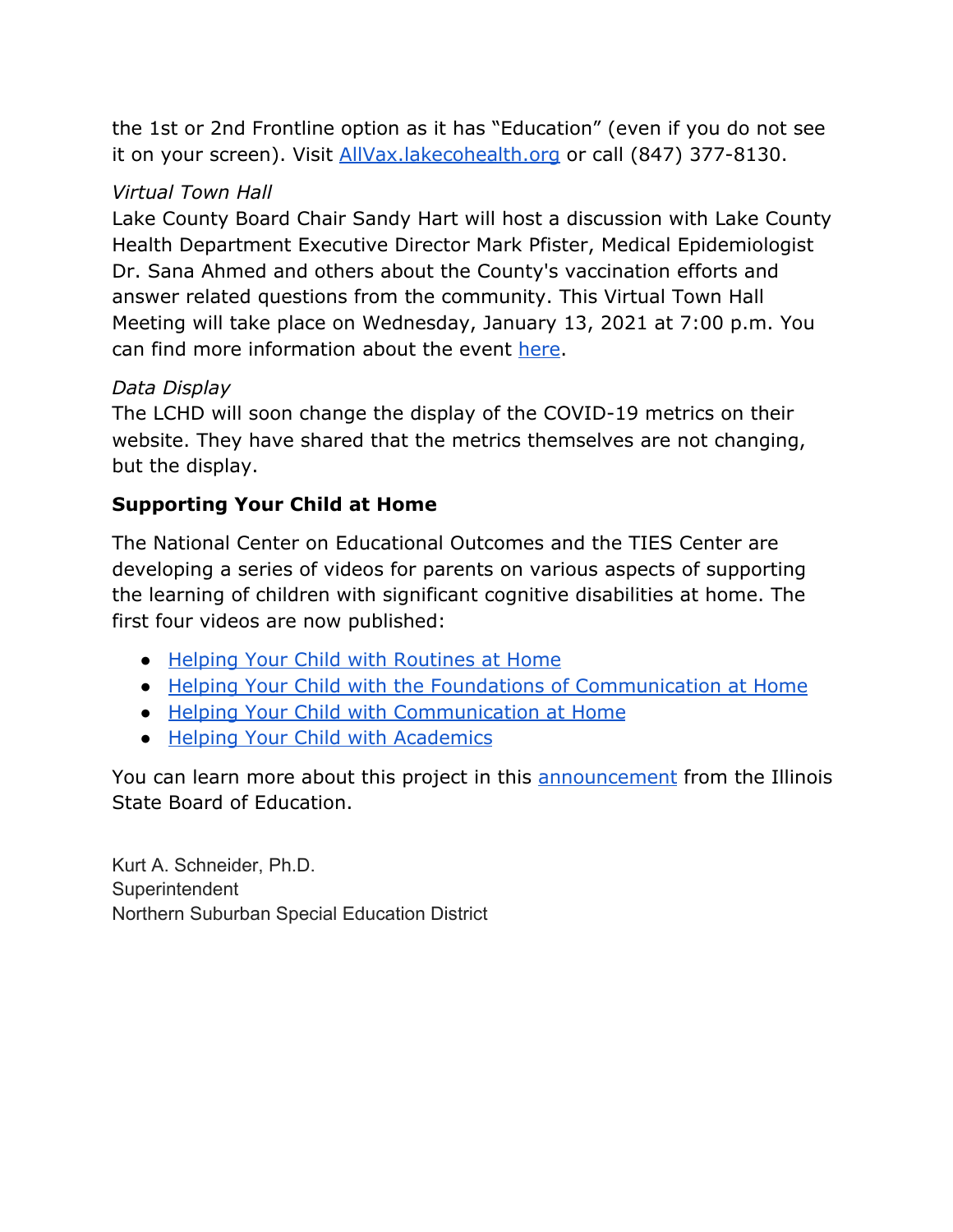the 1st or 2nd Frontline option as it has "Education" (even if you do not see it on your screen). Visit [AllVax.lakecohealth.org](AllVax.lakecohealth.org) or call (847) 377-8130.

*Virtual Town Hall*

Lake County Board Chair Sandy Hart will host a discussion with Lake County Health Department Executive Director Mark Pfister, Medical Epidemiologist Dr. Sana Ahmed and others about the County's vaccination efforts and answer related questions from the community. This Virtual Town Hall Meeting will take place on Wednesday, January 13, 2021 at 7:00 p.m. You can find more information about the event here.

*Data Display*

The LCHD will soon change the display of the COVID-19 metrics on their website. They have shared that the metrics themselves are not changing, but the display.

**Supporting Your Child at Home**

The National Center on Educational Outcomes and the TIES Center are developing a series of videos for parents on various aspects of supporting the learning of children with significant cognitive disabilities at home. The first four videos are now published:

- Helping Your Child with Routines at Home
- Helping Your Child with the Foundations of Communication at Home
- Helping Your Child with Communication at Home
- Helping Your Child with Academics

You can learn more about this project in this announcement from the Illinois State Board of Education.

Kurt A. Schneider, Ph.D.
Superintendent
Northern Suburban Special Education District